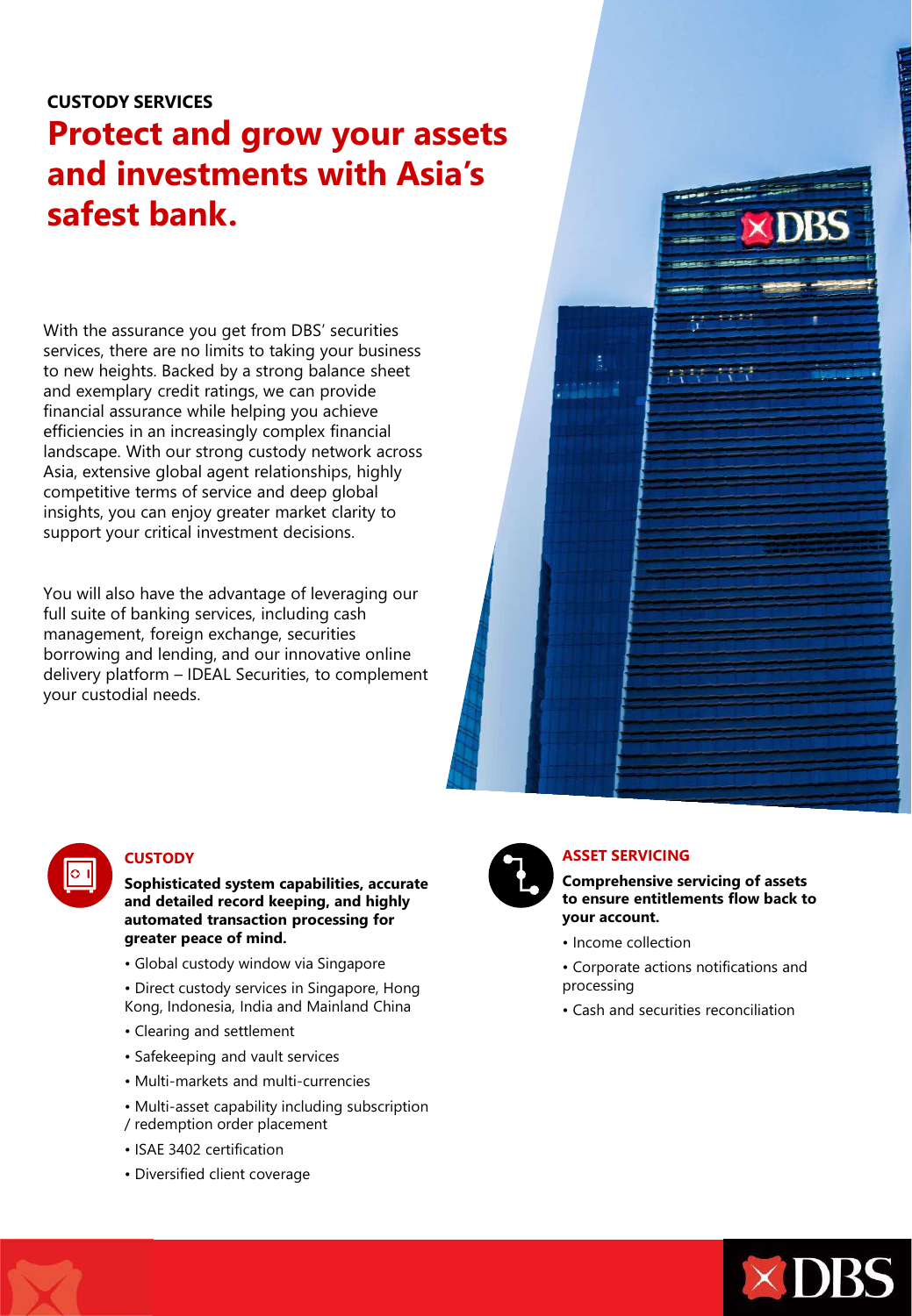CUSTODY SERVICES

# Protect and grow your assets and investments with Asia's safest bank.

With the assurance you get from DBS' securities services, there are no limits to taking your business to new heights. Backed by a strong balance sheet and exemplary credit ratings, we can provide financial assurance while helping you achieve efficiencies in an increasingly complex financial landscape. With our strong custody network across Asia, extensive global agent relationships, highly competitive terms of service and deep global insights, you can enjoy greater market clarity to support your critical investment decisions.

You will also have the advantage of leveraging our full suite of banking services, including cash management, foreign exchange, securities borrowing and lending, and our innovative online delivery platform – IDEAL Securities, to complement your custodial needs.

## CUSTODY

**Sophisticated system capabilities, accurate and detailed record keeping, and highly automated transaction processing for greater peace of mind.**

- Global custody window via Singapore
- Direct custody services in Singapore, Hong Kong, Indonesia, India and Mainland China
- Clearing and settlement
- Safekeeping and vault services
- Multi-markets and multi-currencies
- Multi-asset capability including subscription / redemption order placement
- ISAE 3402 certification
- Diversified client coverage

## ASSET SERVICING

**Comprehensive servicing of assets to ensure entitlements flow back to your account.**

- Income collection
- Corporate actions notifications and processing
- Cash and securities reconciliation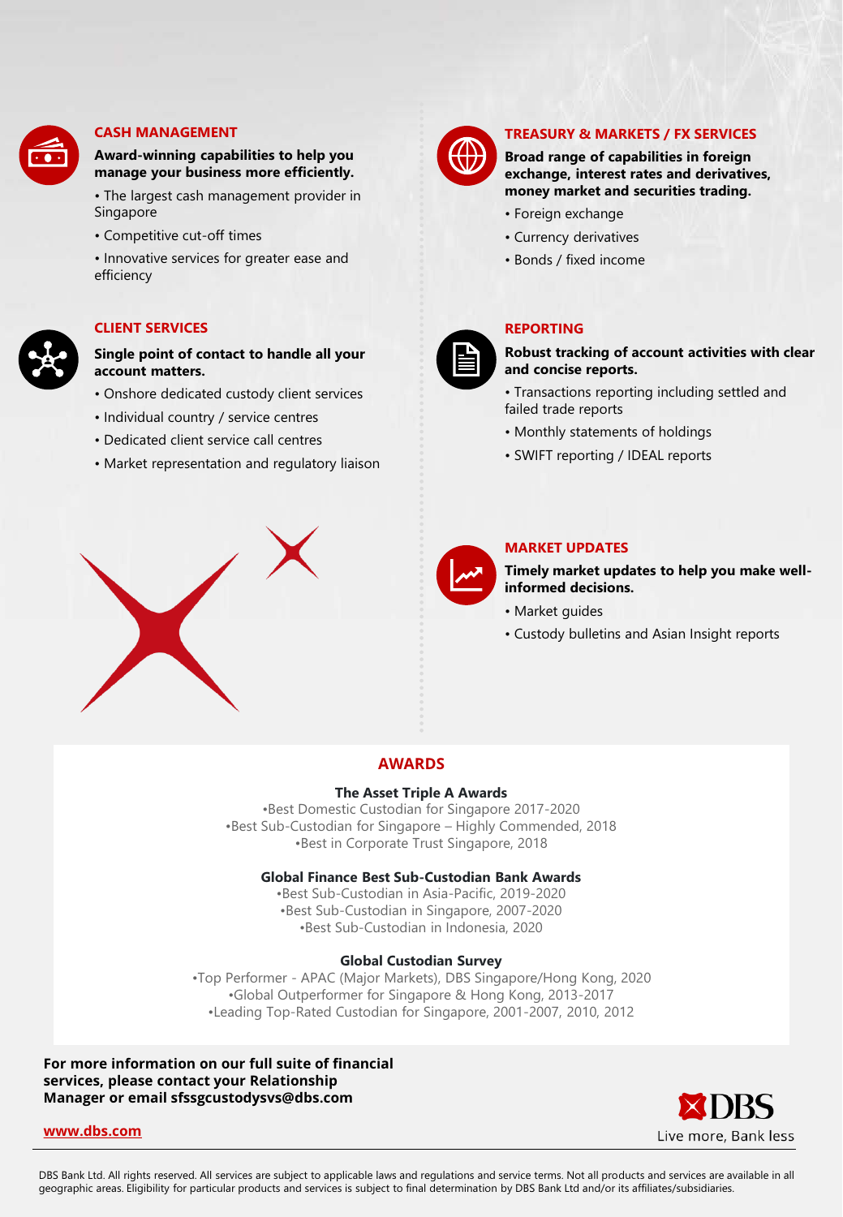## CASH MANAGEMENT

**Award-winning capabilities to help you manage your business more efficiently.**

- The largest cash management provider in Singapore
- Competitive cut-off times
- Innovative services for greater ease and efficiency

## CLIENT SERVICES

**Single point of contact to handle all your account matters.**

- Onshore dedicated custody client services
- Individual country / service centres
- Dedicated client service call centres
- Market representation and regulatory liaison

## TREASURY & MARKETS / FX SERVICES

**Broad range of capabilities in foreign exchange, interest rates and derivatives, money market and securities trading.**

- Foreign exchange
- Currency derivatives
- Bonds / fixed income

## REPORTING

**Robust tracking of account activities with clear and concise reports.**

- Transactions reporting including settled and failed trade reports
- Monthly statements of holdings
- SWIFT reporting / IDEAL reports

## MARKET UPDATES

**Timely market updates to help you make well-informed decisions.**

- Market guides
- Custody bulletins and Asian Insight reports

## AWARDS

**The Asset Triple A Awards**

•Best Domestic Custodian for Singapore 2017-2020
•Best Sub-Custodian for Singapore – Highly Commended, 2018
•Best in Corporate Trust Singapore, 2018

**Global Finance Best Sub-Custodian Bank Awards**

•Best Sub-Custodian in Asia-Pacific, 2019-2020
•Best Sub-Custodian in Singapore, 2007-2020
•Best Sub-Custodian in Indonesia, 2020

**Global Custodian Survey**

•Top Performer - APAC (Major Markets), DBS Singapore/Hong Kong, 2020
•Global Outperformer for Singapore & Hong Kong, 2013-2017
•Leading Top-Rated Custodian for Singapore, 2001-2007, 2010, 2012

**For more information on our full suite of financial services, please contact your Relationship Manager or email sfssgcustodysvs@dbs.com**

www.dbs.com

DBS
Live more, Bank less

DBS Bank Ltd. All rights reserved. All services are subject to applicable laws and regulations and service terms. Not all products and services are available in all geographic areas. Eligibility for particular products and services is subject to final determination by DBS Bank Ltd and/or its affiliates/subsidiaries.